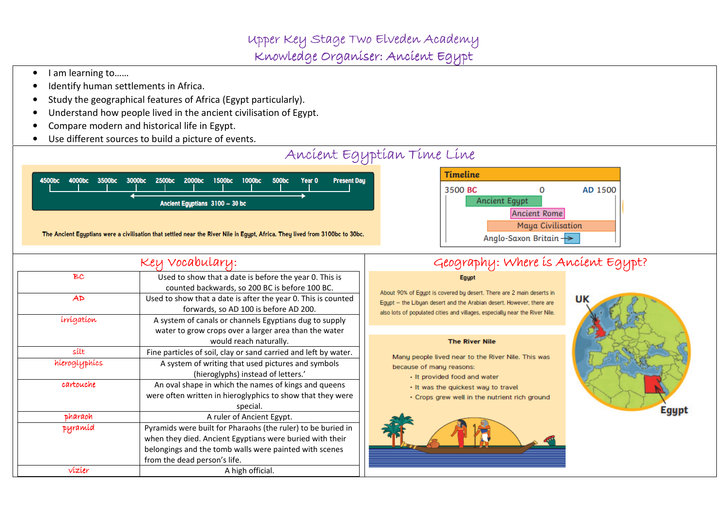# Upper Key Stage Two Elveden Academy
# Knowledge Organiser: Ancient Egypt

- I am learning to……
- Identify human settlements in Africa.
- Study the geographical features of Africa (Egypt particularly).
- Understand how people lived in the ancient civilisation of Egypt.
- Compare modern and historical life in Egypt.
- Use different sources to build a picture of events.

## Ancient Egyptian Time Line

4500bc | 4000bc | 3500bc | 3000bc | 2500bc | 2000bc | 1500bc | 1000bc | 500bc | Year 0 | Present Day

Ancient Egyptians 3100 – 30 bc

The Ancient Egyptians were a civilisation that settled near the River Nile in Egypt, Africa. They lived from 3100bc to 30bc.

**Timeline**

3500 BC | 0 | AD 1500

- Ancient Egypt
- Ancient Rome
- Maya Civilisation
- Anglo-Saxon Britain

## Key Vocabulary:

| Word | Meaning |
|---|---|
| BC | Used to show that a date is before the year 0. This is counted backwards, so 200 BC is before 100 BC. |
| AD | Used to show that a date is after the year 0. This is counted forwards, so AD 100 is before AD 200. |
| irrigation | A system of canals or channels Egyptians dug to supply water to grow crops over a larger area than the water would reach naturally. |
| silt | Fine particles of soil, clay or sand carried and left by water. |
| hieroglyphics | A system of writing that used pictures and symbols (hieroglyphs) instead of letters.' |
| cartouche | An oval shape in which the names of kings and queens were often written in hieroglyphics to show that they were special. |
| pharaoh | A ruler of Ancient Egypt. |
| pyramid | Pyramids were built for Pharaohs (the ruler) to be buried in when they died. Ancient Egyptians were buried with their belongings and the tomb walls were painted with scenes from the dead person's life. |
| vizier | A high official. |

## Geography: Where is Ancient Egypt?

**Egypt**

About 90% of Egypt is covered by desert. There are 2 main deserts in Egypt – the Libyan desert and the Arabian desert. However, there are also lots of populated cities and villages, especially near the River Nile.

**The River Nile**

Many people lived near to the River Nile. This was because of many reasons:

- It provided food and water
- It was the quickest way to travel
- Crops grew well in the nutrient rich ground

UK

Egypt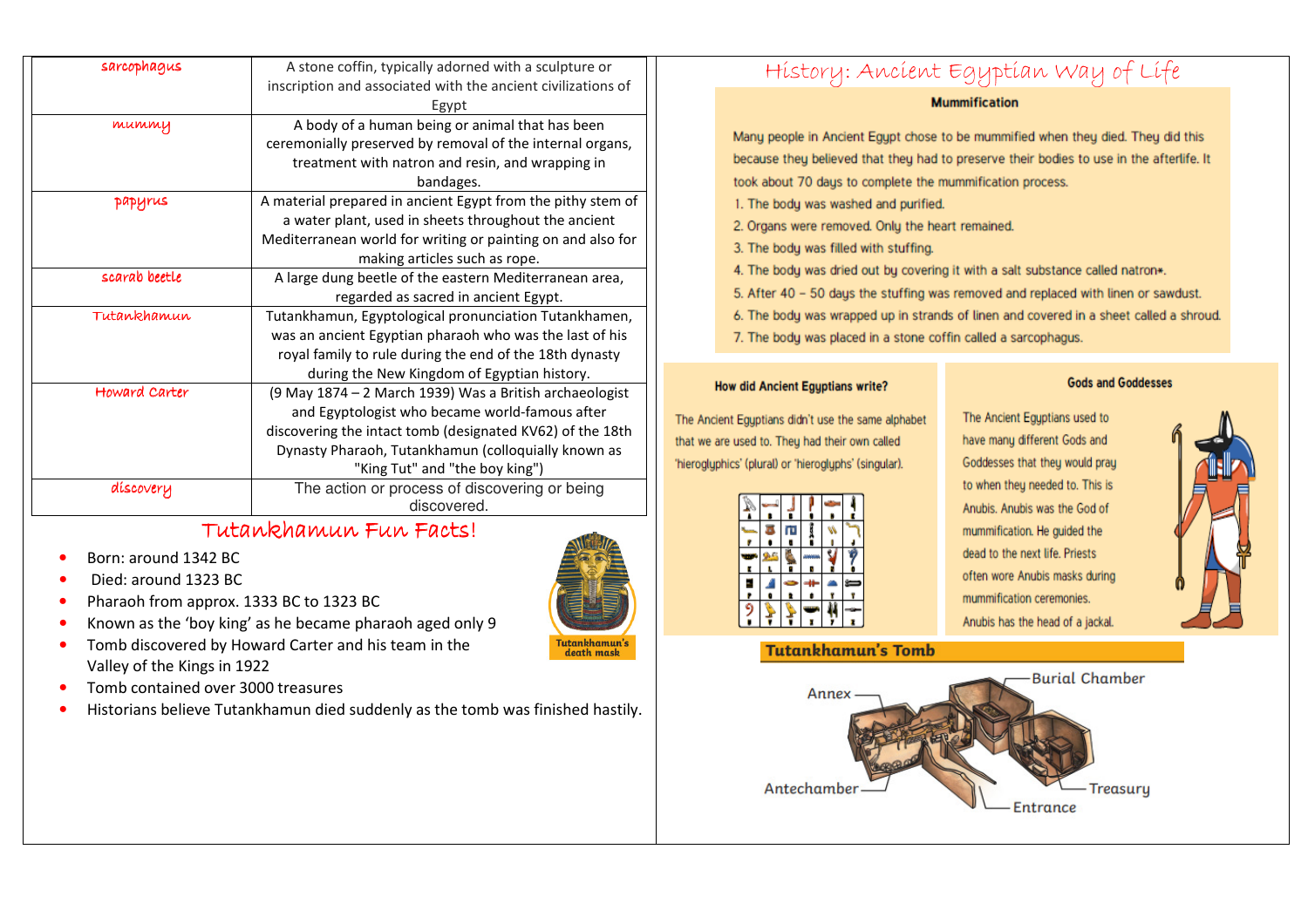| | |
|---|---|
| sarcophagus | A stone coffin, typically adorned with a sculpture or inscription and associated with the ancient civilizations of Egypt |
| mummy | A body of a human being or animal that has been ceremonially preserved by removal of the internal organs, treatment with natron and resin, and wrapping in bandages. |
| papyrus | A material prepared in ancient Egypt from the pithy stem of a water plant, used in sheets throughout the ancient Mediterranean world for writing or painting on and also for making articles such as rope. |
| scarab beetle | A large dung beetle of the eastern Mediterranean area, regarded as sacred in ancient Egypt. |
| Tutankhamun | Tutankhamun, Egyptological pronunciation Tutankhamen, was an ancient Egyptian pharaoh who was the last of his royal family to rule during the end of the 18th dynasty during the New Kingdom of Egyptian history. |
| Howard Carter | (9 May 1874 – 2 March 1939) Was a British archaeologist and Egyptologist who became world-famous after discovering the intact tomb (designated KV62) of the 18th Dynasty Pharaoh, Tutankhamun (colloquially known as "King Tut" and "the boy king") |
| discovery | The action or process of discovering or being discovered. |

## Tutankhamun Fun Facts!

- Born: around 1342 BC
- Died: around 1323 BC
- Pharaoh from approx. 1333 BC to 1323 BC
- Known as the 'boy king' as he became pharaoh aged only 9
- Tomb discovered by Howard Carter and his team in the Valley of the Kings in 1922
- Tomb contained over 3000 treasures
- Historians believe Tutankhamun died suddenly as the tomb was finished hastily.

Tutankhamun's death mask

# History: Ancient Egyptian Way of Life

### Mummification

Many people in Ancient Egypt chose to be mummified when they died. They did this because they believed that they had to preserve their bodies to use in the afterlife. It took about 70 days to complete the mummification process.

1. The body was washed and purified.
2. Organs were removed. Only the heart remained.
3. The body was filled with stuffing.
4. The body was dried out by covering it with a salt substance called natron*.
5. After 40 – 50 days the stuffing was removed and replaced with linen or sawdust.
6. The body was wrapped up in strands of linen and covered in a sheet called a shroud.
7. The body was placed in a stone coffin called a sarcophagus.

### How did Ancient Egyptians write?

The Ancient Egyptians didn't use the same alphabet that we are used to. They had their own called 'hieroglyphics' (plural) or 'hieroglyphs' (singular).

### Gods and Goddesses

The Ancient Egyptians used to have many different Gods and Goddesses that they would pray to when they needed to. This is Anubis. Anubis was the God of mummification. He guided the dead to the next life. Priests often wore Anubis masks during mummification ceremonies. Anubis has the head of a jackal.

### Tutankhamun's Tomb

Annex

Burial Chamber

Antechamber

Treasury

Entrance